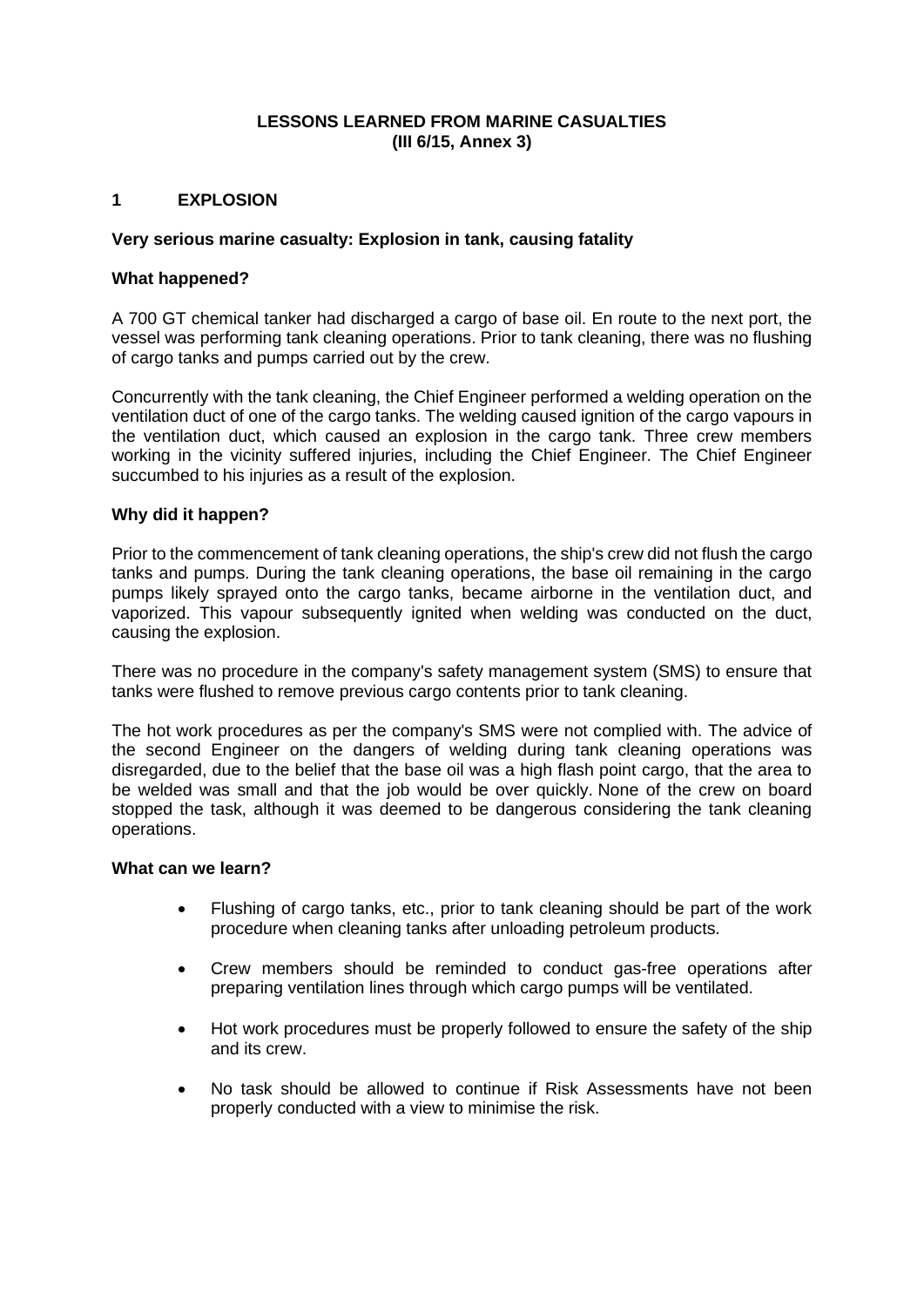# LESSONS LEARNED FROM MARINE CASUALTIES
**(III 6/15, Annex 3)**

## 1 EXPLOSION

### Very serious marine casualty: Explosion in tank, causing fatality

#### What happened?

A 700 GT chemical tanker had discharged a cargo of base oil. En route to the next port, the vessel was performing tank cleaning operations. Prior to tank cleaning, there was no flushing of cargo tanks and pumps carried out by the crew.

Concurrently with the tank cleaning, the Chief Engineer performed a welding operation on the ventilation duct of one of the cargo tanks. The welding caused ignition of the cargo vapours in the ventilation duct, which caused an explosion in the cargo tank. Three crew members working in the vicinity suffered injuries, including the Chief Engineer. The Chief Engineer succumbed to his injuries as a result of the explosion.

#### Why did it happen?

Prior to the commencement of tank cleaning operations, the ship's crew did not flush the cargo tanks and pumps. During the tank cleaning operations, the base oil remaining in the cargo pumps likely sprayed onto the cargo tanks, became airborne in the ventilation duct, and vaporized. This vapour subsequently ignited when welding was conducted on the duct, causing the explosion.

There was no procedure in the company's safety management system (SMS) to ensure that tanks were flushed to remove previous cargo contents prior to tank cleaning.

The hot work procedures as per the company's SMS were not complied with. The advice of the second Engineer on the dangers of welding during tank cleaning operations was disregarded, due to the belief that the base oil was a high flash point cargo, that the area to be welded was small and that the job would be over quickly. None of the crew on board stopped the task, although it was deemed to be dangerous considering the tank cleaning operations.

#### What can we learn?

- Flushing of cargo tanks, etc., prior to tank cleaning should be part of the work procedure when cleaning tanks after unloading petroleum products.
- Crew members should be reminded to conduct gas-free operations after preparing ventilation lines through which cargo pumps will be ventilated.
- Hot work procedures must be properly followed to ensure the safety of the ship and its crew.
- No task should be allowed to continue if Risk Assessments have not been properly conducted with a view to minimise the risk.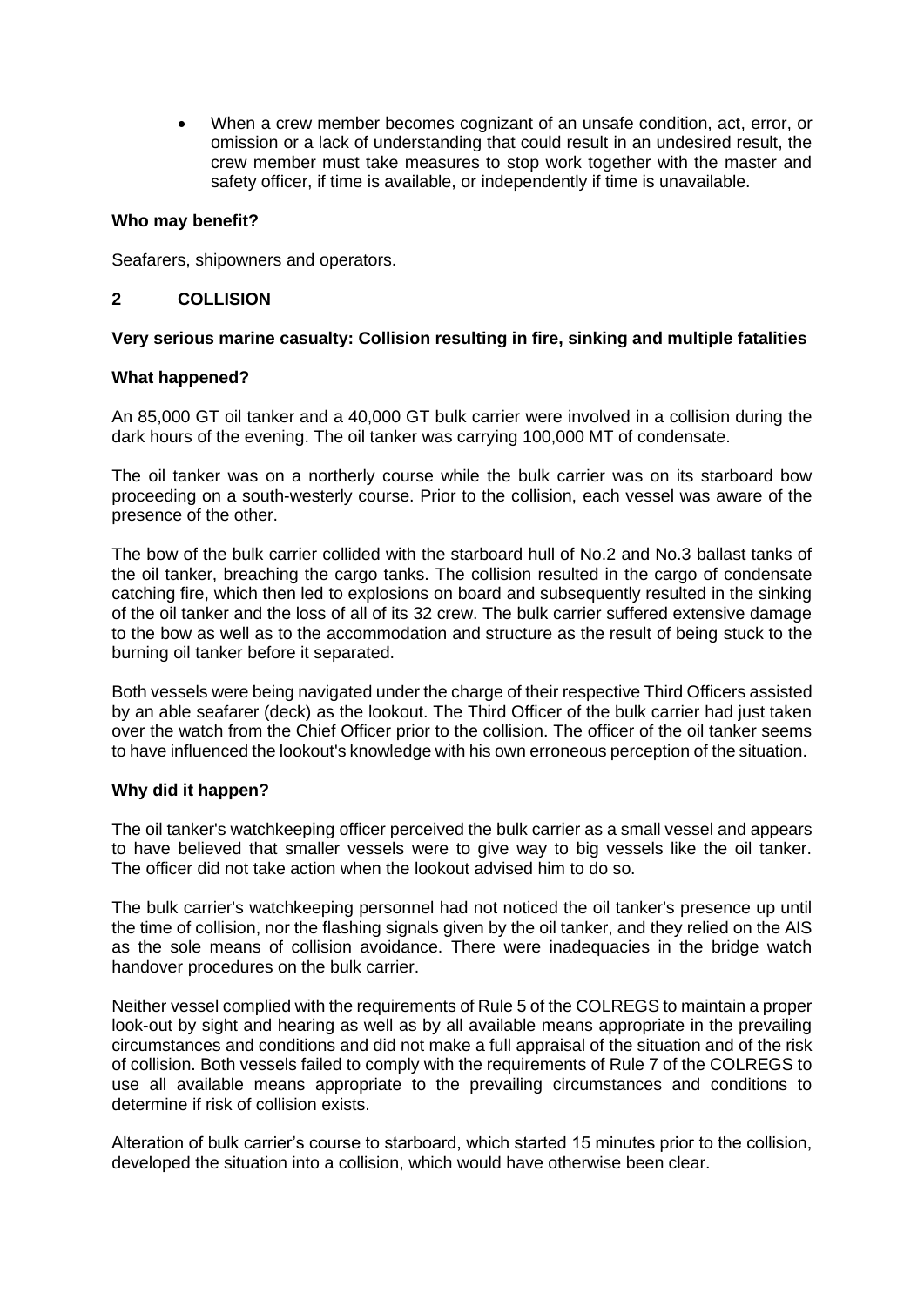- When a crew member becomes cognizant of an unsafe condition, act, error, or omission or a lack of understanding that could result in an undesired result, the crew member must take measures to stop work together with the master and safety officer, if time is available, or independently if time is unavailable.

**Who may benefit?**

Seafarers, shipowners and operators.

## 2 COLLISION

**Very serious marine casualty: Collision resulting in fire, sinking and multiple fatalities**

**What happened?**

An 85,000 GT oil tanker and a 40,000 GT bulk carrier were involved in a collision during the dark hours of the evening. The oil tanker was carrying 100,000 MT of condensate.

The oil tanker was on a northerly course while the bulk carrier was on its starboard bow proceeding on a south-westerly course. Prior to the collision, each vessel was aware of the presence of the other.

The bow of the bulk carrier collided with the starboard hull of No.2 and No.3 ballast tanks of the oil tanker, breaching the cargo tanks. The collision resulted in the cargo of condensate catching fire, which then led to explosions on board and subsequently resulted in the sinking of the oil tanker and the loss of all of its 32 crew. The bulk carrier suffered extensive damage to the bow as well as to the accommodation and structure as the result of being stuck to the burning oil tanker before it separated.

Both vessels were being navigated under the charge of their respective Third Officers assisted by an able seafarer (deck) as the lookout. The Third Officer of the bulk carrier had just taken over the watch from the Chief Officer prior to the collision. The officer of the oil tanker seems to have influenced the lookout's knowledge with his own erroneous perception of the situation.

**Why did it happen?**

The oil tanker's watchkeeping officer perceived the bulk carrier as a small vessel and appears to have believed that smaller vessels were to give way to big vessels like the oil tanker. The officer did not take action when the lookout advised him to do so.

The bulk carrier's watchkeeping personnel had not noticed the oil tanker's presence up until the time of collision, nor the flashing signals given by the oil tanker, and they relied on the AIS as the sole means of collision avoidance. There were inadequacies in the bridge watch handover procedures on the bulk carrier.

Neither vessel complied with the requirements of Rule 5 of the COLREGS to maintain a proper look-out by sight and hearing as well as by all available means appropriate in the prevailing circumstances and conditions and did not make a full appraisal of the situation and of the risk of collision. Both vessels failed to comply with the requirements of Rule 7 of the COLREGS to use all available means appropriate to the prevailing circumstances and conditions to determine if risk of collision exists.

Alteration of bulk carrier's course to starboard, which started 15 minutes prior to the collision, developed the situation into a collision, which would have otherwise been clear.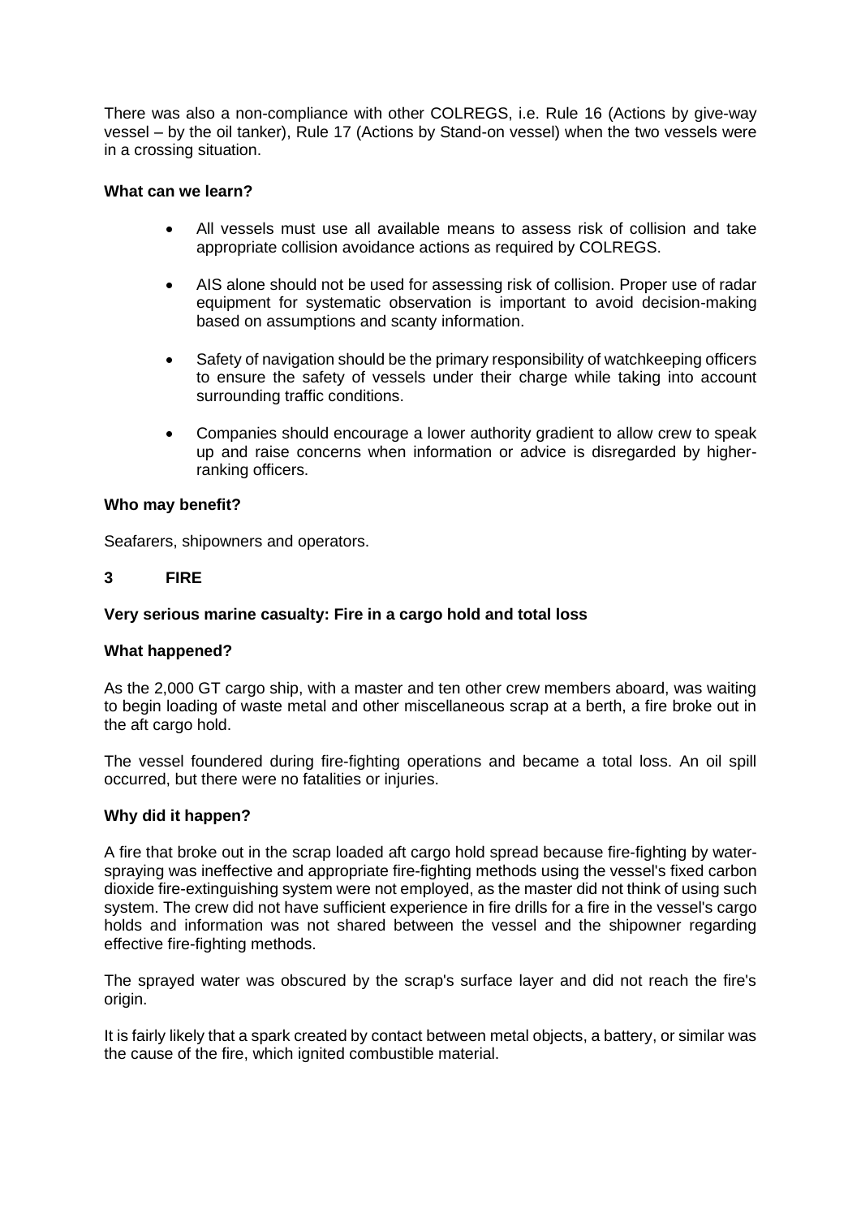There was also a non-compliance with other COLREGS, i.e. Rule 16 (Actions by give-way vessel – by the oil tanker), Rule 17 (Actions by Stand-on vessel) when the two vessels were in a crossing situation.

**What can we learn?**

- All vessels must use all available means to assess risk of collision and take appropriate collision avoidance actions as required by COLREGS.
- AIS alone should not be used for assessing risk of collision. Proper use of radar equipment for systematic observation is important to avoid decision-making based on assumptions and scanty information.
- Safety of navigation should be the primary responsibility of watchkeeping officers to ensure the safety of vessels under their charge while taking into account surrounding traffic conditions.
- Companies should encourage a lower authority gradient to allow crew to speak up and raise concerns when information or advice is disregarded by higher-ranking officers.

**Who may benefit?**

Seafarers, shipowners and operators.

## 3 FIRE

**Very serious marine casualty: Fire in a cargo hold and total loss**

**What happened?**

As the 2,000 GT cargo ship, with a master and ten other crew members aboard, was waiting to begin loading of waste metal and other miscellaneous scrap at a berth, a fire broke out in the aft cargo hold.

The vessel foundered during fire-fighting operations and became a total loss. An oil spill occurred, but there were no fatalities or injuries.

**Why did it happen?**

A fire that broke out in the scrap loaded aft cargo hold spread because fire-fighting by water-spraying was ineffective and appropriate fire-fighting methods using the vessel's fixed carbon dioxide fire-extinguishing system were not employed, as the master did not think of using such system. The crew did not have sufficient experience in fire drills for a fire in the vessel's cargo holds and information was not shared between the vessel and the shipowner regarding effective fire-fighting methods.

The sprayed water was obscured by the scrap's surface layer and did not reach the fire's origin.

It is fairly likely that a spark created by contact between metal objects, a battery, or similar was the cause of the fire, which ignited combustible material.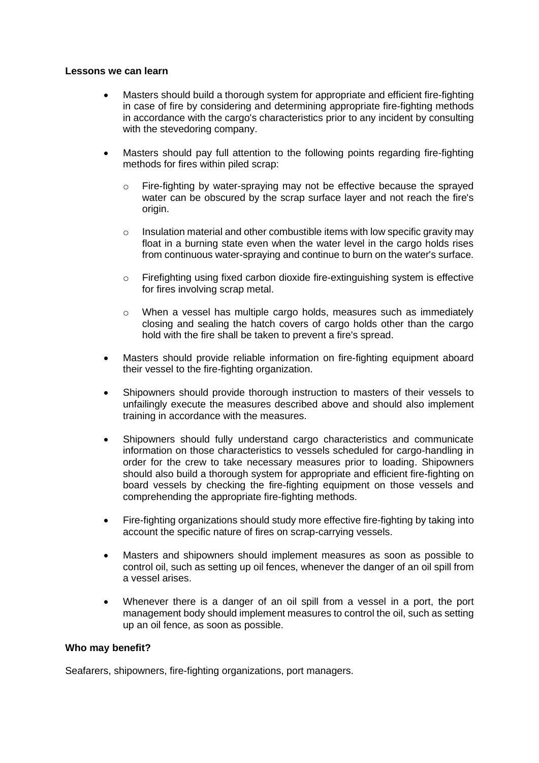**Lessons we can learn**

- Masters should build a thorough system for appropriate and efficient fire-fighting in case of fire by considering and determining appropriate fire-fighting methods in accordance with the cargo's characteristics prior to any incident by consulting with the stevedoring company.

- Masters should pay full attention to the following points regarding fire-fighting methods for fires within piled scrap:

    - Fire-fighting by water-spraying may not be effective because the sprayed water can be obscured by the scrap surface layer and not reach the fire's origin.

    - Insulation material and other combustible items with low specific gravity may float in a burning state even when the water level in the cargo holds rises from continuous water-spraying and continue to burn on the water's surface.

    - Firefighting using fixed carbon dioxide fire-extinguishing system is effective for fires involving scrap metal.

    - When a vessel has multiple cargo holds, measures such as immediately closing and sealing the hatch covers of cargo holds other than the cargo hold with the fire shall be taken to prevent a fire's spread.

- Masters should provide reliable information on fire-fighting equipment aboard their vessel to the fire-fighting organization.

- Shipowners should provide thorough instruction to masters of their vessels to unfailingly execute the measures described above and should also implement training in accordance with the measures.

- Shipowners should fully understand cargo characteristics and communicate information on those characteristics to vessels scheduled for cargo-handling in order for the crew to take necessary measures prior to loading. Shipowners should also build a thorough system for appropriate and efficient fire-fighting on board vessels by checking the fire-fighting equipment on those vessels and comprehending the appropriate fire-fighting methods.

- Fire-fighting organizations should study more effective fire-fighting by taking into account the specific nature of fires on scrap-carrying vessels.

- Masters and shipowners should implement measures as soon as possible to control oil, such as setting up oil fences, whenever the danger of an oil spill from a vessel arises.

- Whenever there is a danger of an oil spill from a vessel in a port, the port management body should implement measures to control the oil, such as setting up an oil fence, as soon as possible.

**Who may benefit?**

Seafarers, shipowners, fire-fighting organizations, port managers.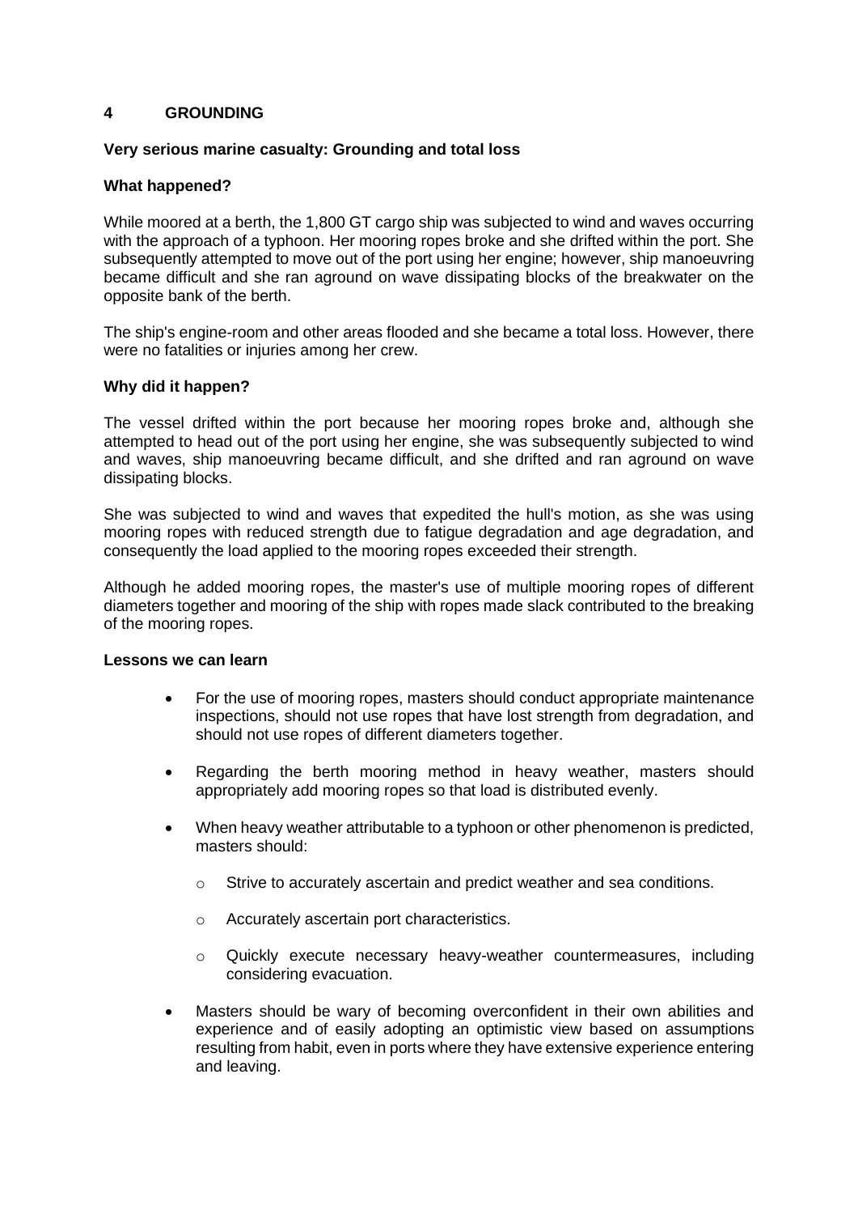## 4 GROUNDING

**Very serious marine casualty: Grounding and total loss**

**What happened?**

While moored at a berth, the 1,800 GT cargo ship was subjected to wind and waves occurring with the approach of a typhoon. Her mooring ropes broke and she drifted within the port. She subsequently attempted to move out of the port using her engine; however, ship manoeuvring became difficult and she ran aground on wave dissipating blocks of the breakwater on the opposite bank of the berth.

The ship's engine-room and other areas flooded and she became a total loss. However, there were no fatalities or injuries among her crew.

**Why did it happen?**

The vessel drifted within the port because her mooring ropes broke and, although she attempted to head out of the port using her engine, she was subsequently subjected to wind and waves, ship manoeuvring became difficult, and she drifted and ran aground on wave dissipating blocks.

She was subjected to wind and waves that expedited the hull's motion, as she was using mooring ropes with reduced strength due to fatigue degradation and age degradation, and consequently the load applied to the mooring ropes exceeded their strength.

Although he added mooring ropes, the master's use of multiple mooring ropes of different diameters together and mooring of the ship with ropes made slack contributed to the breaking of the mooring ropes.

**Lessons we can learn**

- For the use of mooring ropes, masters should conduct appropriate maintenance inspections, should not use ropes that have lost strength from degradation, and should not use ropes of different diameters together.
- Regarding the berth mooring method in heavy weather, masters should appropriately add mooring ropes so that load is distributed evenly.
- When heavy weather attributable to a typhoon or other phenomenon is predicted, masters should:
  - Strive to accurately ascertain and predict weather and sea conditions.
  - Accurately ascertain port characteristics.
  - Quickly execute necessary heavy-weather countermeasures, including considering evacuation.
- Masters should be wary of becoming overconfident in their own abilities and experience and of easily adopting an optimistic view based on assumptions resulting from habit, even in ports where they have extensive experience entering and leaving.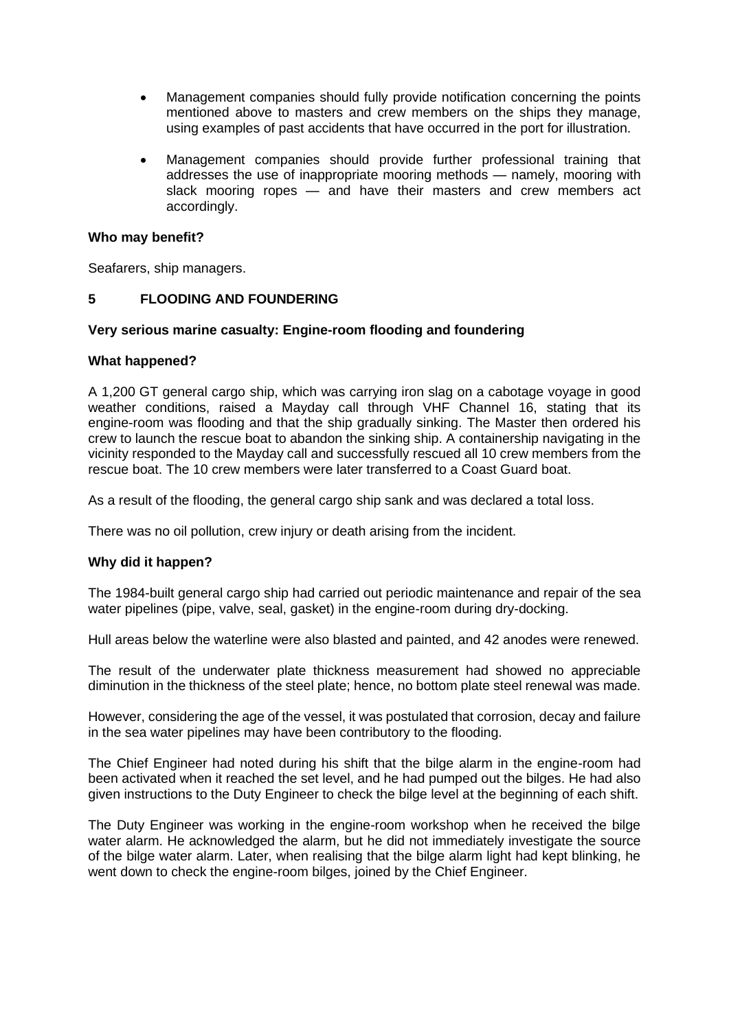- Management companies should fully provide notification concerning the points mentioned above to masters and crew members on the ships they manage, using examples of past accidents that have occurred in the port for illustration.
- Management companies should provide further professional training that addresses the use of inappropriate mooring methods — namely, mooring with slack mooring ropes — and have their masters and crew members act accordingly.

**Who may benefit?**

Seafarers, ship managers.

## 5 FLOODING AND FOUNDERING

**Very serious marine casualty: Engine-room flooding and foundering**

**What happened?**

A 1,200 GT general cargo ship, which was carrying iron slag on a cabotage voyage in good weather conditions, raised a Mayday call through VHF Channel 16, stating that its engine-room was flooding and that the ship gradually sinking. The Master then ordered his crew to launch the rescue boat to abandon the sinking ship. A containership navigating in the vicinity responded to the Mayday call and successfully rescued all 10 crew members from the rescue boat. The 10 crew members were later transferred to a Coast Guard boat.

As a result of the flooding, the general cargo ship sank and was declared a total loss.

There was no oil pollution, crew injury or death arising from the incident.

**Why did it happen?**

The 1984-built general cargo ship had carried out periodic maintenance and repair of the sea water pipelines (pipe, valve, seal, gasket) in the engine-room during dry-docking.

Hull areas below the waterline were also blasted and painted, and 42 anodes were renewed.

The result of the underwater plate thickness measurement had showed no appreciable diminution in the thickness of the steel plate; hence, no bottom plate steel renewal was made.

However, considering the age of the vessel, it was postulated that corrosion, decay and failure in the sea water pipelines may have been contributory to the flooding.

The Chief Engineer had noted during his shift that the bilge alarm in the engine-room had been activated when it reached the set level, and he had pumped out the bilges. He had also given instructions to the Duty Engineer to check the bilge level at the beginning of each shift.

The Duty Engineer was working in the engine-room workshop when he received the bilge water alarm. He acknowledged the alarm, but he did not immediately investigate the source of the bilge water alarm. Later, when realising that the bilge alarm light had kept blinking, he went down to check the engine-room bilges, joined by the Chief Engineer.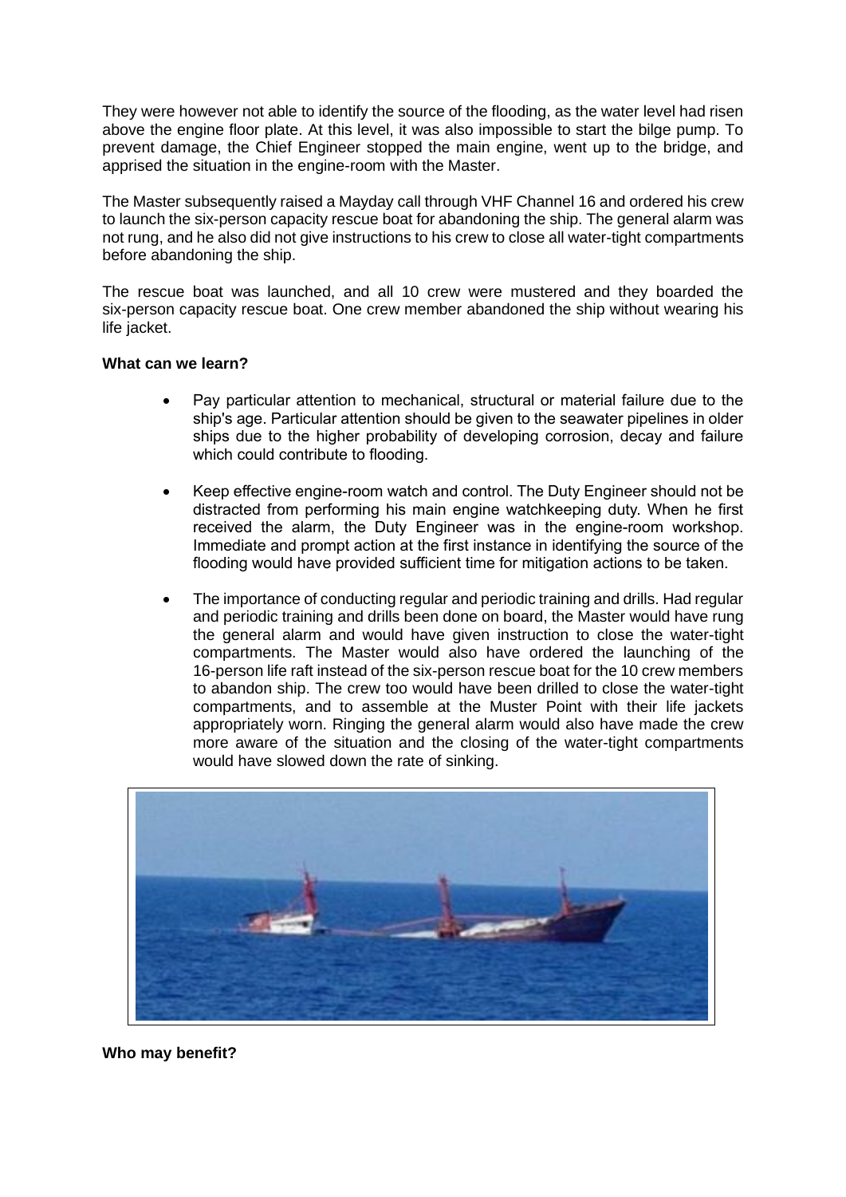They were however not able to identify the source of the flooding, as the water level had risen above the engine floor plate. At this level, it was also impossible to start the bilge pump. To prevent damage, the Chief Engineer stopped the main engine, went up to the bridge, and apprised the situation in the engine-room with the Master.

The Master subsequently raised a Mayday call through VHF Channel 16 and ordered his crew to launch the six-person capacity rescue boat for abandoning the ship. The general alarm was not rung, and he also did not give instructions to his crew to close all water-tight compartments before abandoning the ship.

The rescue boat was launched, and all 10 crew were mustered and they boarded the six-person capacity rescue boat. One crew member abandoned the ship without wearing his life jacket.

**What can we learn?**

- Pay particular attention to mechanical, structural or material failure due to the ship's age. Particular attention should be given to the seawater pipelines in older ships due to the higher probability of developing corrosion, decay and failure which could contribute to flooding.
- Keep effective engine-room watch and control. The Duty Engineer should not be distracted from performing his main engine watchkeeping duty. When he first received the alarm, the Duty Engineer was in the engine-room workshop. Immediate and prompt action at the first instance in identifying the source of the flooding would have provided sufficient time for mitigation actions to be taken.
- The importance of conducting regular and periodic training and drills. Had regular and periodic training and drills been done on board, the Master would have rung the general alarm and would have given instruction to close the water-tight compartments. The Master would also have ordered the launching of the 16-person life raft instead of the six-person rescue boat for the 10 crew members to abandon ship. The crew too would have been drilled to close the water-tight compartments, and to assemble at the Muster Point with their life jackets appropriately worn. Ringing the general alarm would also have made the crew more aware of the situation and the closing of the water-tight compartments would have slowed down the rate of sinking.

**Who may benefit?**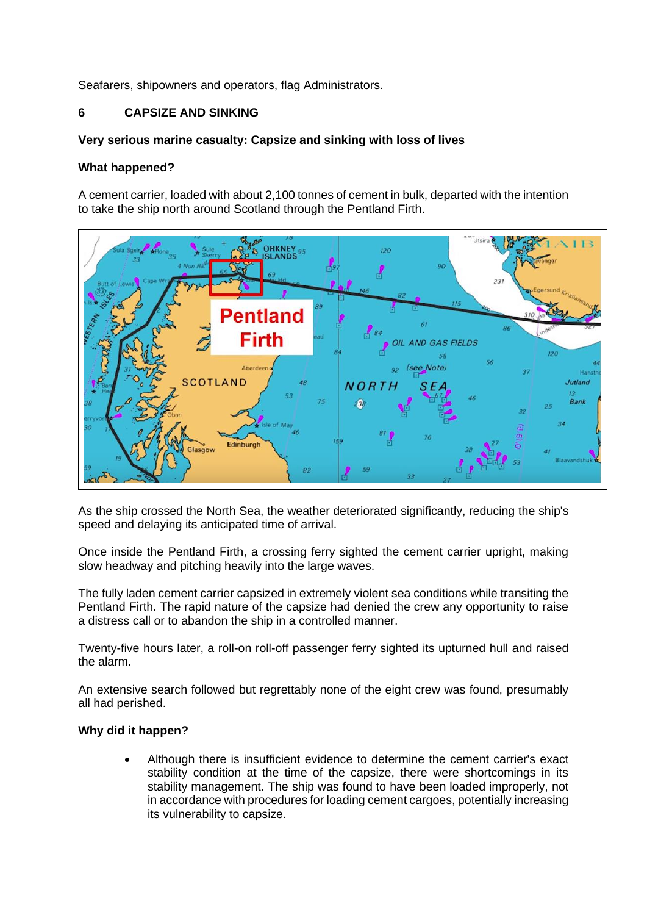Seafarers, shipowners and operators, flag Administrators.

## 6 CAPSIZE AND SINKING

**Very serious marine casualty: Capsize and sinking with loss of lives**

**What happened?**

A cement carrier, loaded with about 2,100 tonnes of cement in bulk, departed with the intention to take the ship north around Scotland through the Pentland Firth.

As the ship crossed the North Sea, the weather deteriorated significantly, reducing the ship's speed and delaying its anticipated time of arrival.

Once inside the Pentland Firth, a crossing ferry sighted the cement carrier upright, making slow headway and pitching heavily into the large waves.

The fully laden cement carrier capsized in extremely violent sea conditions while transiting the Pentland Firth. The rapid nature of the capsize had denied the crew any opportunity to raise a distress call or to abandon the ship in a controlled manner.

Twenty-five hours later, a roll-on roll-off passenger ferry sighted its upturned hull and raised the alarm.

An extensive search followed but regrettably none of the eight crew was found, presumably all had perished.

**Why did it happen?**

- Although there is insufficient evidence to determine the cement carrier's exact stability condition at the time of the capsize, there were shortcomings in its stability management. The ship was found to have been loaded improperly, not in accordance with procedures for loading cement cargoes, potentially increasing its vulnerability to capsize.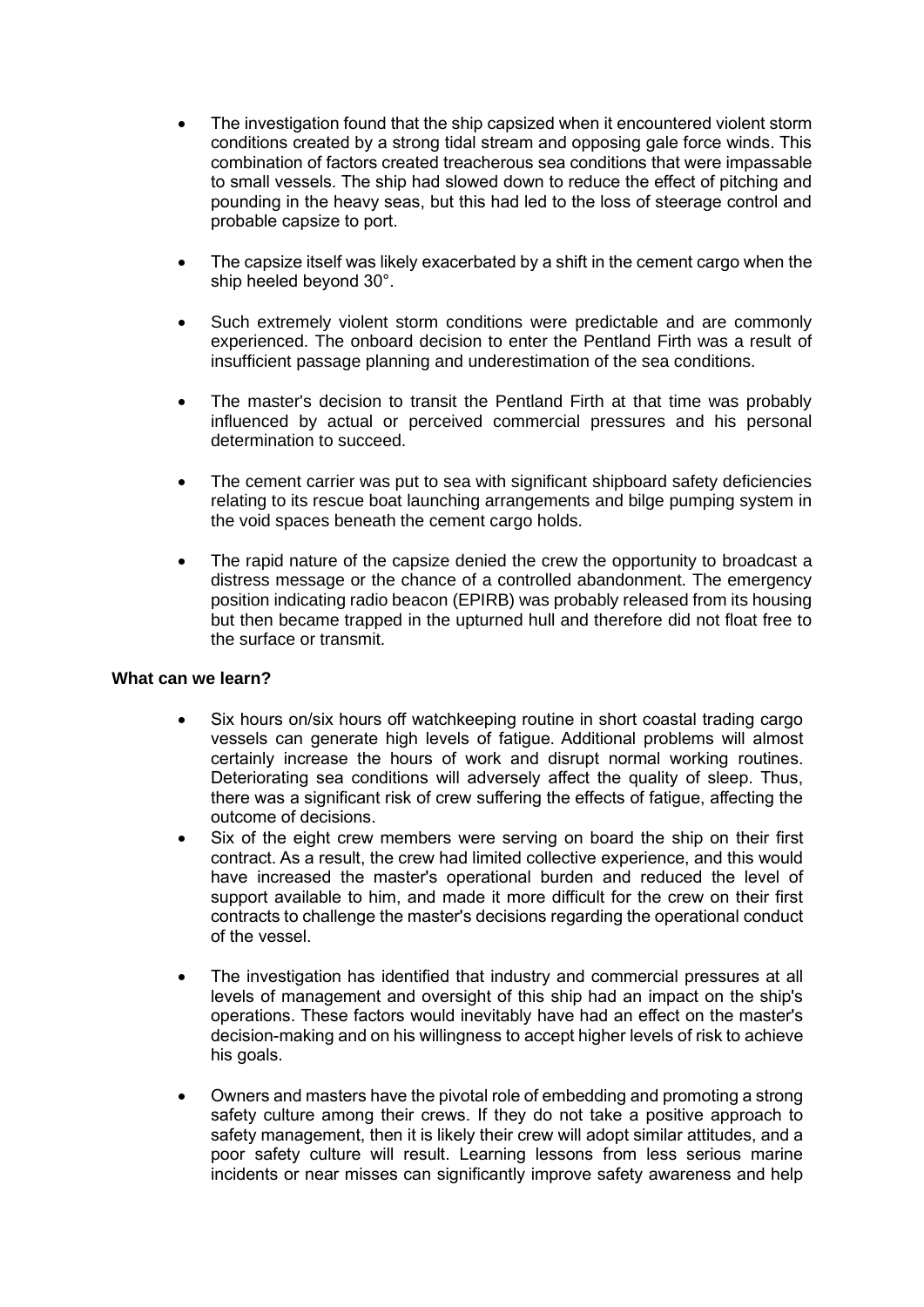- The investigation found that the ship capsized when it encountered violent storm conditions created by a strong tidal stream and opposing gale force winds. This combination of factors created treacherous sea conditions that were impassable to small vessels. The ship had slowed down to reduce the effect of pitching and pounding in the heavy seas, but this had led to the loss of steerage control and probable capsize to port.

- The capsize itself was likely exacerbated by a shift in the cement cargo when the ship heeled beyond 30°.

- Such extremely violent storm conditions were predictable and are commonly experienced. The onboard decision to enter the Pentland Firth was a result of insufficient passage planning and underestimation of the sea conditions.

- The master's decision to transit the Pentland Firth at that time was probably influenced by actual or perceived commercial pressures and his personal determination to succeed.

- The cement carrier was put to sea with significant shipboard safety deficiencies relating to its rescue boat launching arrangements and bilge pumping system in the void spaces beneath the cement cargo holds.

- The rapid nature of the capsize denied the crew the opportunity to broadcast a distress message or the chance of a controlled abandonment. The emergency position indicating radio beacon (EPIRB) was probably released from its housing but then became trapped in the upturned hull and therefore did not float free to the surface or transmit.

**What can we learn?**

- Six hours on/six hours off watchkeeping routine in short coastal trading cargo vessels can generate high levels of fatigue. Additional problems will almost certainly increase the hours of work and disrupt normal working routines. Deteriorating sea conditions will adversely affect the quality of sleep. Thus, there was a significant risk of crew suffering the effects of fatigue, affecting the outcome of decisions.
- Six of the eight crew members were serving on board the ship on their first contract. As a result, the crew had limited collective experience, and this would have increased the master's operational burden and reduced the level of support available to him, and made it more difficult for the crew on their first contracts to challenge the master's decisions regarding the operational conduct of the vessel.

- The investigation has identified that industry and commercial pressures at all levels of management and oversight of this ship had an impact on the ship's operations. These factors would inevitably have had an effect on the master's decision-making and on his willingness to accept higher levels of risk to achieve his goals.

- Owners and masters have the pivotal role of embedding and promoting a strong safety culture among their crews. If they do not take a positive approach to safety management, then it is likely their crew will adopt similar attitudes, and a poor safety culture will result. Learning lessons from less serious marine incidents or near misses can significantly improve safety awareness and help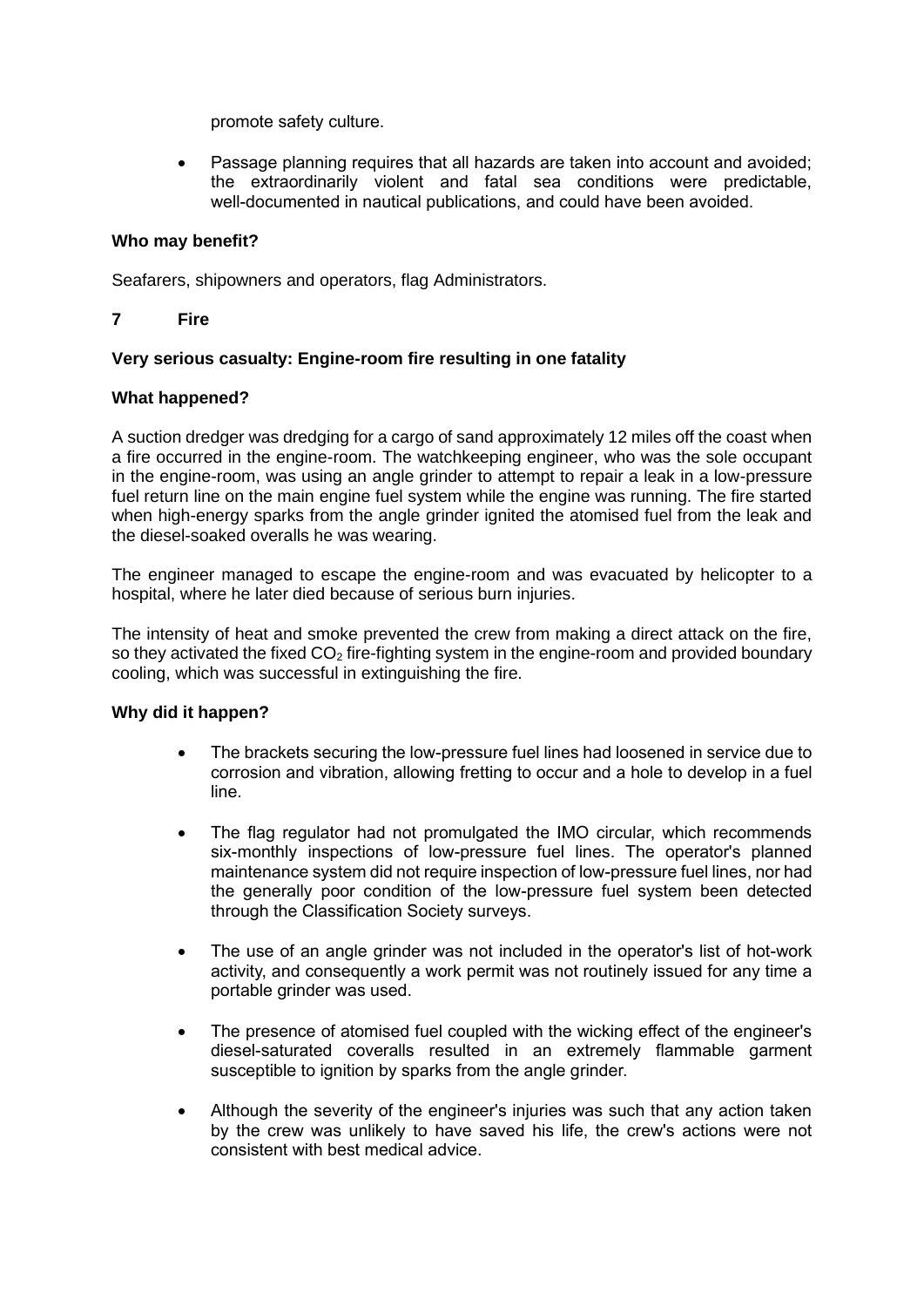promote safety culture.

- Passage planning requires that all hazards are taken into account and avoided; the extraordinarily violent and fatal sea conditions were predictable, well-documented in nautical publications, and could have been avoided.

**Who may benefit?**

Seafarers, shipowners and operators, flag Administrators.

## 7 Fire

**Very serious casualty: Engine-room fire resulting in one fatality**

**What happened?**

A suction dredger was dredging for a cargo of sand approximately 12 miles off the coast when a fire occurred in the engine-room. The watchkeeping engineer, who was the sole occupant in the engine-room, was using an angle grinder to attempt to repair a leak in a low-pressure fuel return line on the main engine fuel system while the engine was running. The fire started when high-energy sparks from the angle grinder ignited the atomised fuel from the leak and the diesel-soaked overalls he was wearing.

The engineer managed to escape the engine-room and was evacuated by helicopter to a hospital, where he later died because of serious burn injuries.

The intensity of heat and smoke prevented the crew from making a direct attack on the fire, so they activated the fixed $CO_2$ fire-fighting system in the engine-room and provided boundary cooling, which was successful in extinguishing the fire.

**Why did it happen?**

- The brackets securing the low-pressure fuel lines had loosened in service due to corrosion and vibration, allowing fretting to occur and a hole to develop in a fuel line.
- The flag regulator had not promulgated the IMO circular, which recommends six-monthly inspections of low-pressure fuel lines. The operator's planned maintenance system did not require inspection of low-pressure fuel lines, nor had the generally poor condition of the low-pressure fuel system been detected through the Classification Society surveys.
- The use of an angle grinder was not included in the operator's list of hot-work activity, and consequently a work permit was not routinely issued for any time a portable grinder was used.
- The presence of atomised fuel coupled with the wicking effect of the engineer's diesel-saturated coveralls resulted in an extremely flammable garment susceptible to ignition by sparks from the angle grinder.
- Although the severity of the engineer's injuries was such that any action taken by the crew was unlikely to have saved his life, the crew's actions were not consistent with best medical advice.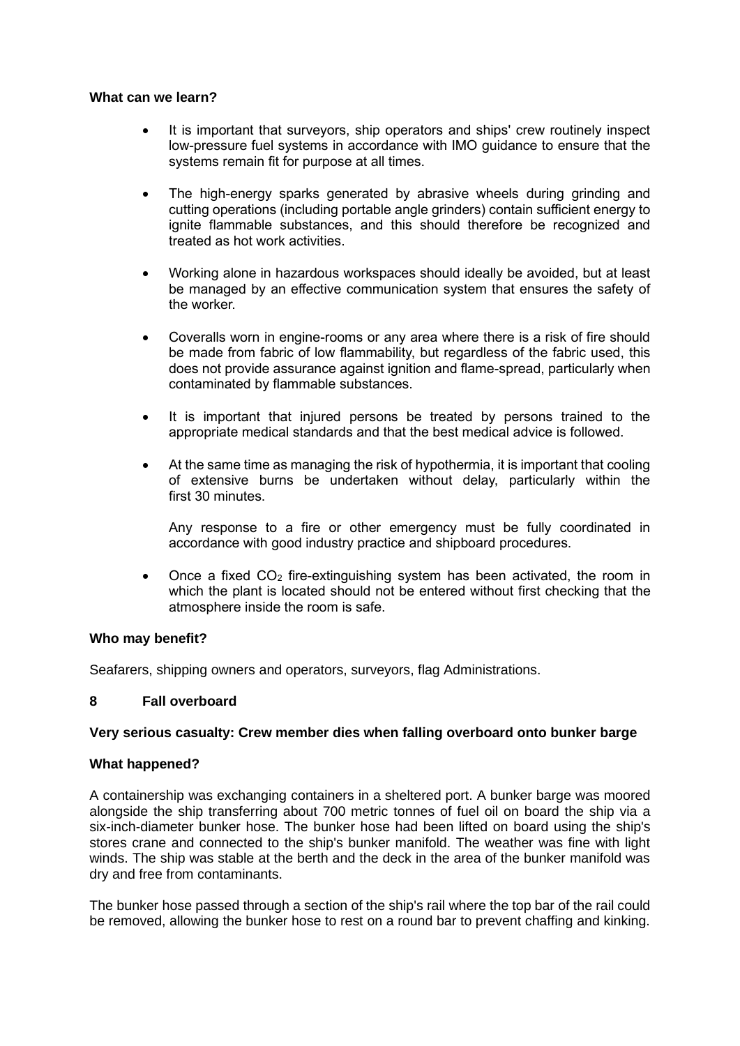**What can we learn?**

- It is important that surveyors, ship operators and ships' crew routinely inspect low-pressure fuel systems in accordance with IMO guidance to ensure that the systems remain fit for purpose at all times.

- The high-energy sparks generated by abrasive wheels during grinding and cutting operations (including portable angle grinders) contain sufficient energy to ignite flammable substances, and this should therefore be recognized and treated as hot work activities.

- Working alone in hazardous workspaces should ideally be avoided, but at least be managed by an effective communication system that ensures the safety of the worker.

- Coveralls worn in engine-rooms or any area where there is a risk of fire should be made from fabric of low flammability, but regardless of the fabric used, this does not provide assurance against ignition and flame-spread, particularly when contaminated by flammable substances.

- It is important that injured persons be treated by persons trained to the appropriate medical standards and that the best medical advice is followed.

- At the same time as managing the risk of hypothermia, it is important that cooling of extensive burns be undertaken without delay, particularly within the first 30 minutes.

  Any response to a fire or other emergency must be fully coordinated in accordance with good industry practice and shipboard procedures.

- Once a fixed $CO_2$ fire-extinguishing system has been activated, the room in which the plant is located should not be entered without first checking that the atmosphere inside the room is safe.

**Who may benefit?**

Seafarers, shipping owners and operators, surveyors, flag Administrations.

## 8 Fall overboard

**Very serious casualty: Crew member dies when falling overboard onto bunker barge**

**What happened?**

A containership was exchanging containers in a sheltered port. A bunker barge was moored alongside the ship transferring about 700 metric tonnes of fuel oil on board the ship via a six-inch-diameter bunker hose. The bunker hose had been lifted on board using the ship's stores crane and connected to the ship's bunker manifold. The weather was fine with light winds. The ship was stable at the berth and the deck in the area of the bunker manifold was dry and free from contaminants.

The bunker hose passed through a section of the ship's rail where the top bar of the rail could be removed, allowing the bunker hose to rest on a round bar to prevent chaffing and kinking.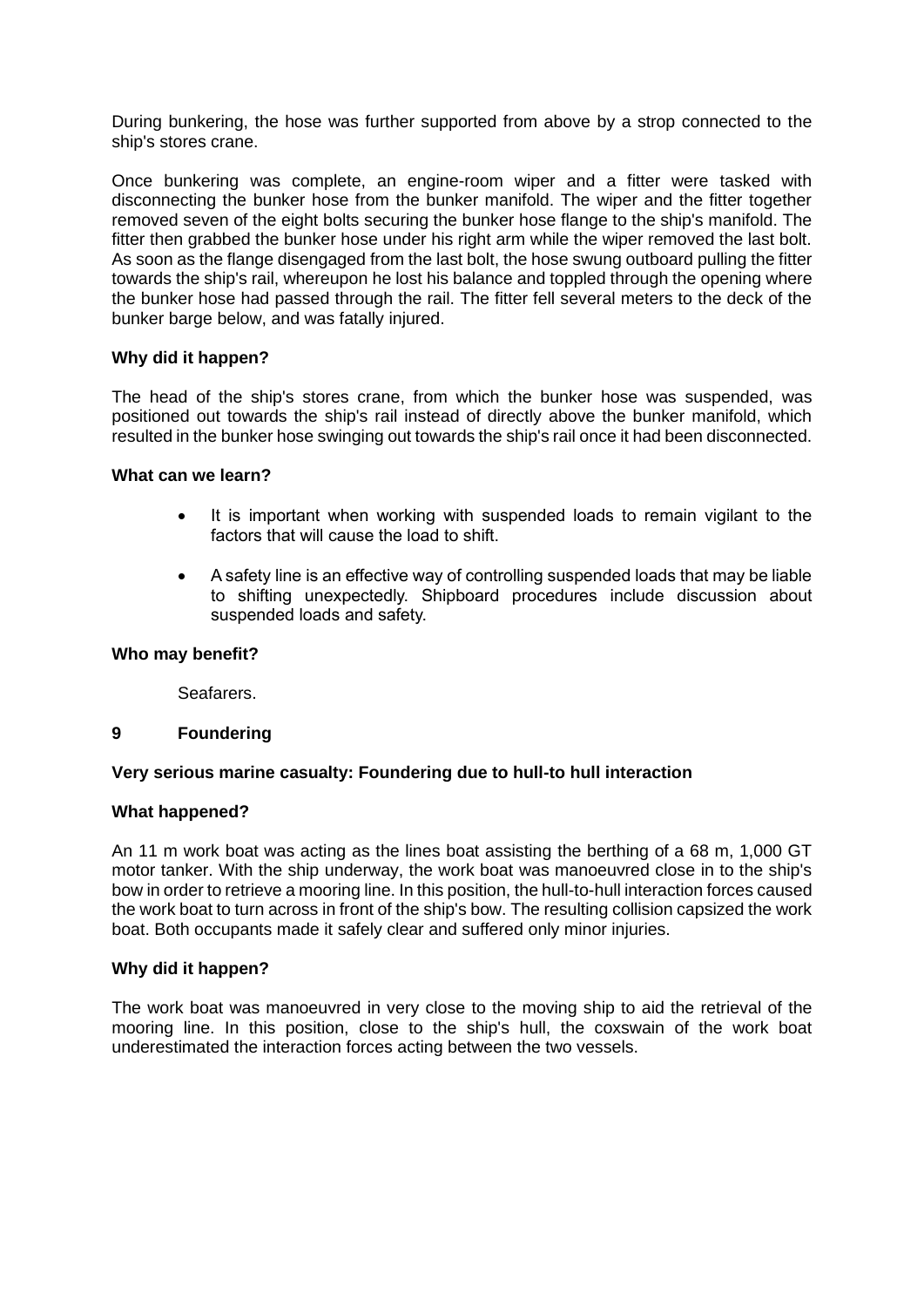During bunkering, the hose was further supported from above by a strop connected to the ship's stores crane.

Once bunkering was complete, an engine-room wiper and a fitter were tasked with disconnecting the bunker hose from the bunker manifold. The wiper and the fitter together removed seven of the eight bolts securing the bunker hose flange to the ship's manifold. The fitter then grabbed the bunker hose under his right arm while the wiper removed the last bolt. As soon as the flange disengaged from the last bolt, the hose swung outboard pulling the fitter towards the ship's rail, whereupon he lost his balance and toppled through the opening where the bunker hose had passed through the rail. The fitter fell several meters to the deck of the bunker barge below, and was fatally injured.

**Why did it happen?**

The head of the ship's stores crane, from which the bunker hose was suspended, was positioned out towards the ship's rail instead of directly above the bunker manifold, which resulted in the bunker hose swinging out towards the ship's rail once it had been disconnected.

**What can we learn?**

- It is important when working with suspended loads to remain vigilant to the factors that will cause the load to shift.
- A safety line is an effective way of controlling suspended loads that may be liable to shifting unexpectedly. Shipboard procedures include discussion about suspended loads and safety.

**Who may benefit?**

Seafarers.

## 9 Foundering

**Very serious marine casualty: Foundering due to hull-to hull interaction**

**What happened?**

An 11 m work boat was acting as the lines boat assisting the berthing of a 68 m, 1,000 GT motor tanker. With the ship underway, the work boat was manoeuvred close in to the ship's bow in order to retrieve a mooring line. In this position, the hull-to-hull interaction forces caused the work boat to turn across in front of the ship's bow. The resulting collision capsized the work boat. Both occupants made it safely clear and suffered only minor injuries.

**Why did it happen?**

The work boat was manoeuvred in very close to the moving ship to aid the retrieval of the mooring line. In this position, close to the ship's hull, the coxswain of the work boat underestimated the interaction forces acting between the two vessels.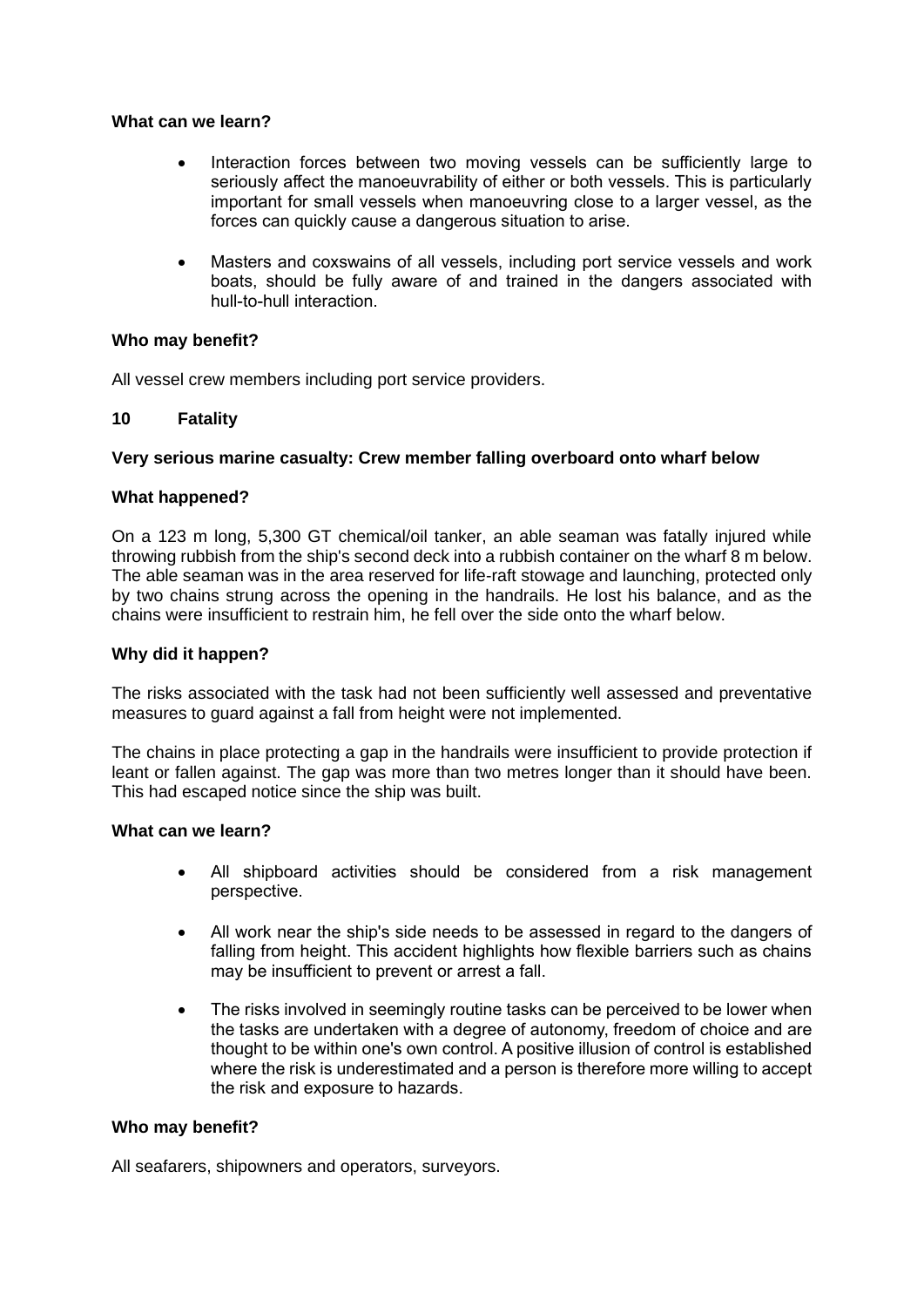**What can we learn?**

- Interaction forces between two moving vessels can be sufficiently large to seriously affect the manoeuvrability of either or both vessels. This is particularly important for small vessels when manoeuvring close to a larger vessel, as the forces can quickly cause a dangerous situation to arise.
- Masters and coxswains of all vessels, including port service vessels and work boats, should be fully aware of and trained in the dangers associated with hull-to-hull interaction.

**Who may benefit?**

All vessel crew members including port service providers.

## 10 Fatality

**Very serious marine casualty: Crew member falling overboard onto wharf below**

**What happened?**

On a 123 m long, 5,300 GT chemical/oil tanker, an able seaman was fatally injured while throwing rubbish from the ship's second deck into a rubbish container on the wharf 8 m below. The able seaman was in the area reserved for life-raft stowage and launching, protected only by two chains strung across the opening in the handrails. He lost his balance, and as the chains were insufficient to restrain him, he fell over the side onto the wharf below.

**Why did it happen?**

The risks associated with the task had not been sufficiently well assessed and preventative measures to guard against a fall from height were not implemented.

The chains in place protecting a gap in the handrails were insufficient to provide protection if leant or fallen against. The gap was more than two metres longer than it should have been. This had escaped notice since the ship was built.

**What can we learn?**

- All shipboard activities should be considered from a risk management perspective.
- All work near the ship's side needs to be assessed in regard to the dangers of falling from height. This accident highlights how flexible barriers such as chains may be insufficient to prevent or arrest a fall.
- The risks involved in seemingly routine tasks can be perceived to be lower when the tasks are undertaken with a degree of autonomy, freedom of choice and are thought to be within one's own control. A positive illusion of control is established where the risk is underestimated and a person is therefore more willing to accept the risk and exposure to hazards.

**Who may benefit?**

All seafarers, shipowners and operators, surveyors.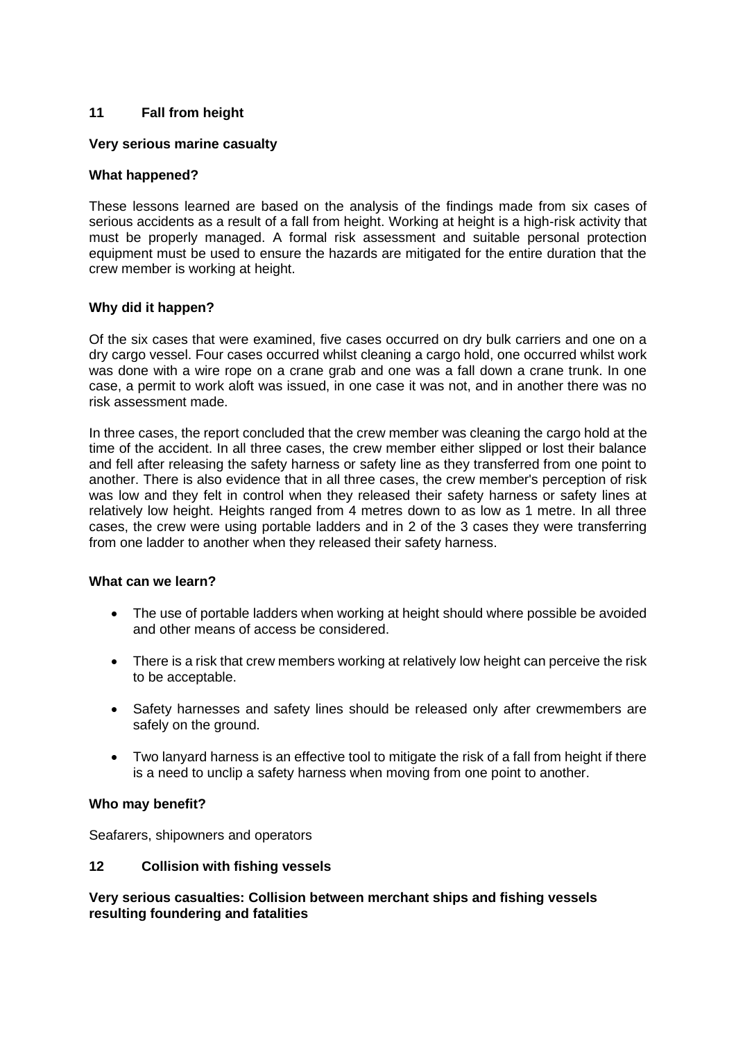## 11 Fall from height

**Very serious marine casualty**

**What happened?**

These lessons learned are based on the analysis of the findings made from six cases of serious accidents as a result of a fall from height. Working at height is a high-risk activity that must be properly managed. A formal risk assessment and suitable personal protection equipment must be used to ensure the hazards are mitigated for the entire duration that the crew member is working at height.

**Why did it happen?**

Of the six cases that were examined, five cases occurred on dry bulk carriers and one on a dry cargo vessel. Four cases occurred whilst cleaning a cargo hold, one occurred whilst work was done with a wire rope on a crane grab and one was a fall down a crane trunk. In one case, a permit to work aloft was issued, in one case it was not, and in another there was no risk assessment made.

In three cases, the report concluded that the crew member was cleaning the cargo hold at the time of the accident. In all three cases, the crew member either slipped or lost their balance and fell after releasing the safety harness or safety line as they transferred from one point to another. There is also evidence that in all three cases, the crew member's perception of risk was low and they felt in control when they released their safety harness or safety lines at relatively low height. Heights ranged from 4 metres down to as low as 1 metre. In all three cases, the crew were using portable ladders and in 2 of the 3 cases they were transferring from one ladder to another when they released their safety harness.

**What can we learn?**

- The use of portable ladders when working at height should where possible be avoided and other means of access be considered.
- There is a risk that crew members working at relatively low height can perceive the risk to be acceptable.
- Safety harnesses and safety lines should be released only after crewmembers are safely on the ground.
- Two lanyard harness is an effective tool to mitigate the risk of a fall from height if there is a need to unclip a safety harness when moving from one point to another.

**Who may benefit?**

Seafarers, shipowners and operators

## 12 Collision with fishing vessels

**Very serious casualties: Collision between merchant ships and fishing vessels resulting foundering and fatalities**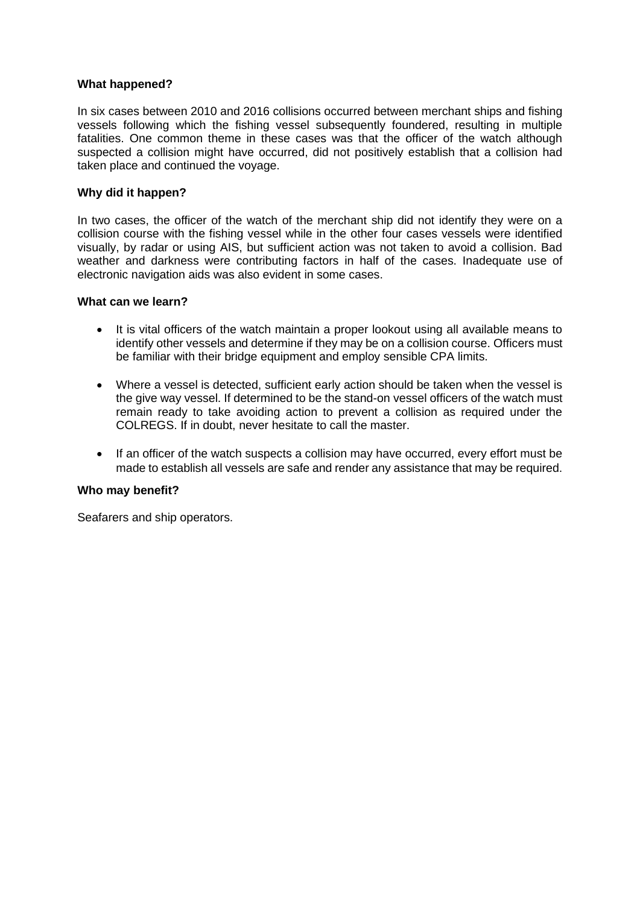**What happened?**

In six cases between 2010 and 2016 collisions occurred between merchant ships and fishing vessels following which the fishing vessel subsequently foundered, resulting in multiple fatalities. One common theme in these cases was that the officer of the watch although suspected a collision might have occurred, did not positively establish that a collision had taken place and continued the voyage.

**Why did it happen?**

In two cases, the officer of the watch of the merchant ship did not identify they were on a collision course with the fishing vessel while in the other four cases vessels were identified visually, by radar or using AIS, but sufficient action was not taken to avoid a collision. Bad weather and darkness were contributing factors in half of the cases. Inadequate use of electronic navigation aids was also evident in some cases.

**What can we learn?**

- It is vital officers of the watch maintain a proper lookout using all available means to identify other vessels and determine if they may be on a collision course. Officers must be familiar with their bridge equipment and employ sensible CPA limits.
- Where a vessel is detected, sufficient early action should be taken when the vessel is the give way vessel. If determined to be the stand-on vessel officers of the watch must remain ready to take avoiding action to prevent a collision as required under the COLREGS. If in doubt, never hesitate to call the master.
- If an officer of the watch suspects a collision may have occurred, every effort must be made to establish all vessels are safe and render any assistance that may be required.

**Who may benefit?**

Seafarers and ship operators.